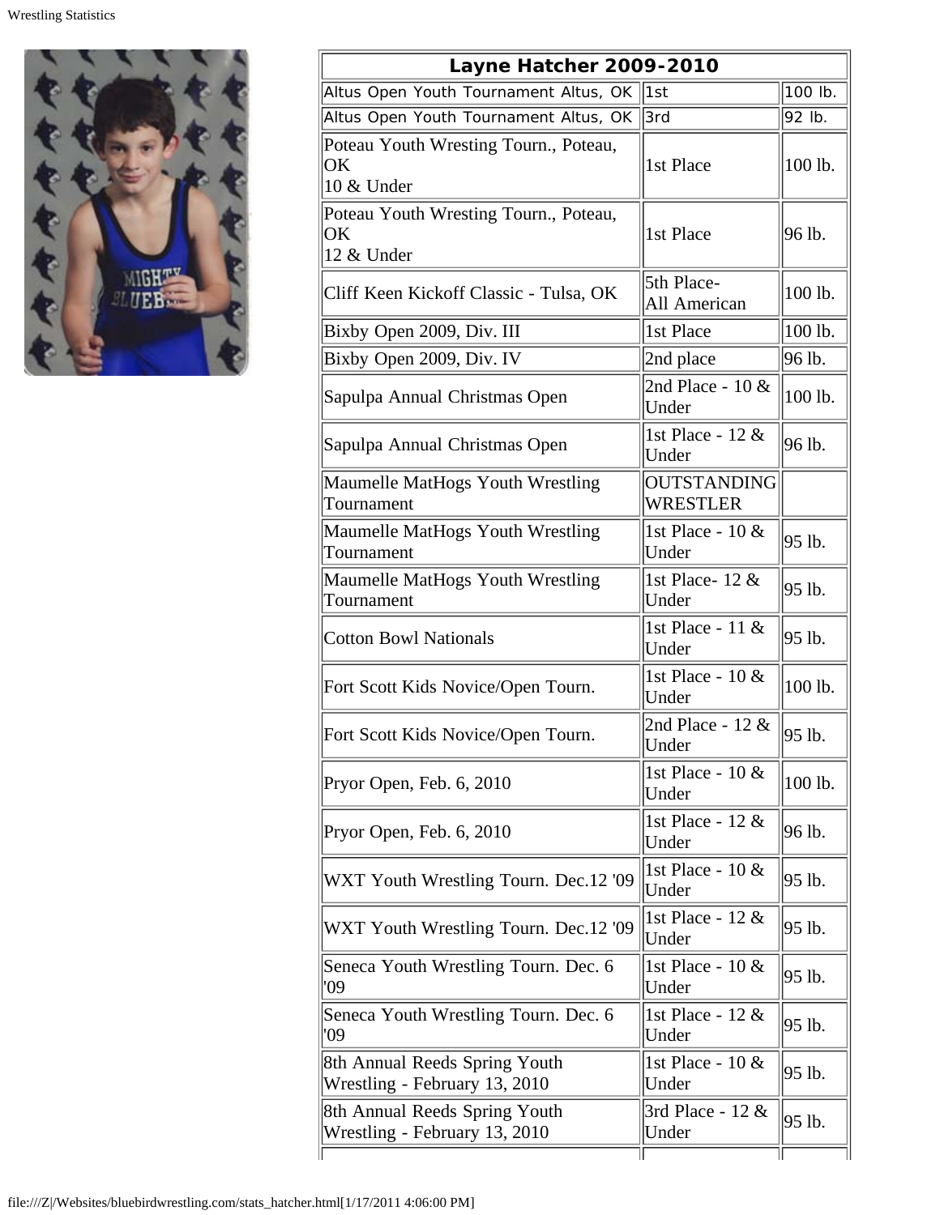| Layne Hatcher 2009-2010 | | |
|---|---|---|
| Altus Open Youth Tournament Altus, OK | 1st | 100 lb. |
| Altus Open Youth Tournament Altus, OK | 3rd | 92 lb. |
| Poteau Youth Wresting Tourn., Poteau, OK 10 & Under | 1st Place | 100 lb. |
| Poteau Youth Wresting Tourn., Poteau, OK 12 & Under | 1st Place | 96 lb. |
| Cliff Keen Kickoff Classic - Tulsa, OK | 5th Place- All American | 100 lb. |
| Bixby Open 2009, Div. III | 1st Place | 100 lb. |
| Bixby Open 2009, Div. IV | 2nd place | 96 lb. |
| Sapulpa Annual Christmas Open | 2nd Place - 10 & Under | 100 lb. |
| Sapulpa Annual Christmas Open | 1st Place - 12 & Under | 96 lb. |
| Maumelle MatHogs Youth Wrestling Tournament | OUTSTANDING WRESTLER | |
| Maumelle MatHogs Youth Wrestling Tournament | 1st Place - 10 & Under | 95 lb. |
| Maumelle MatHogs Youth Wrestling Tournament | 1st Place- 12 & Under | 95 lb. |
| Cotton Bowl Nationals | 1st Place - 11 & Under | 95 lb. |
| Fort Scott Kids Novice/Open Tourn. | 1st Place - 10 & Under | 100 lb. |
| Fort Scott Kids Novice/Open Tourn. | 2nd Place - 12 & Under | 95 lb. |
| Pryor Open, Feb. 6, 2010 | 1st Place - 10 & Under | 100 lb. |
| Pryor Open, Feb. 6, 2010 | 1st Place - 12 & Under | 96 lb. |
| WXT Youth Wrestling Tourn. Dec.12 '09 | 1st Place - 10 & Under | 95 lb. |
| WXT Youth Wrestling Tourn. Dec.12 '09 | 1st Place - 12 & Under | 95 lb. |
| Seneca Youth Wrestling Tourn. Dec. 6 '09 | 1st Place - 10 & Under | 95 lb. |
| Seneca Youth Wrestling Tourn. Dec. 6 '09 | 1st Place - 12 & Under | 95 lb. |
| 8th Annual Reeds Spring Youth Wrestling - February 13, 2010 | 1st Place - 10 & Under | 95 lb. |
| 8th Annual Reeds Spring Youth Wrestling - February 13, 2010 | 3rd Place - 12 & Under | 95 lb. |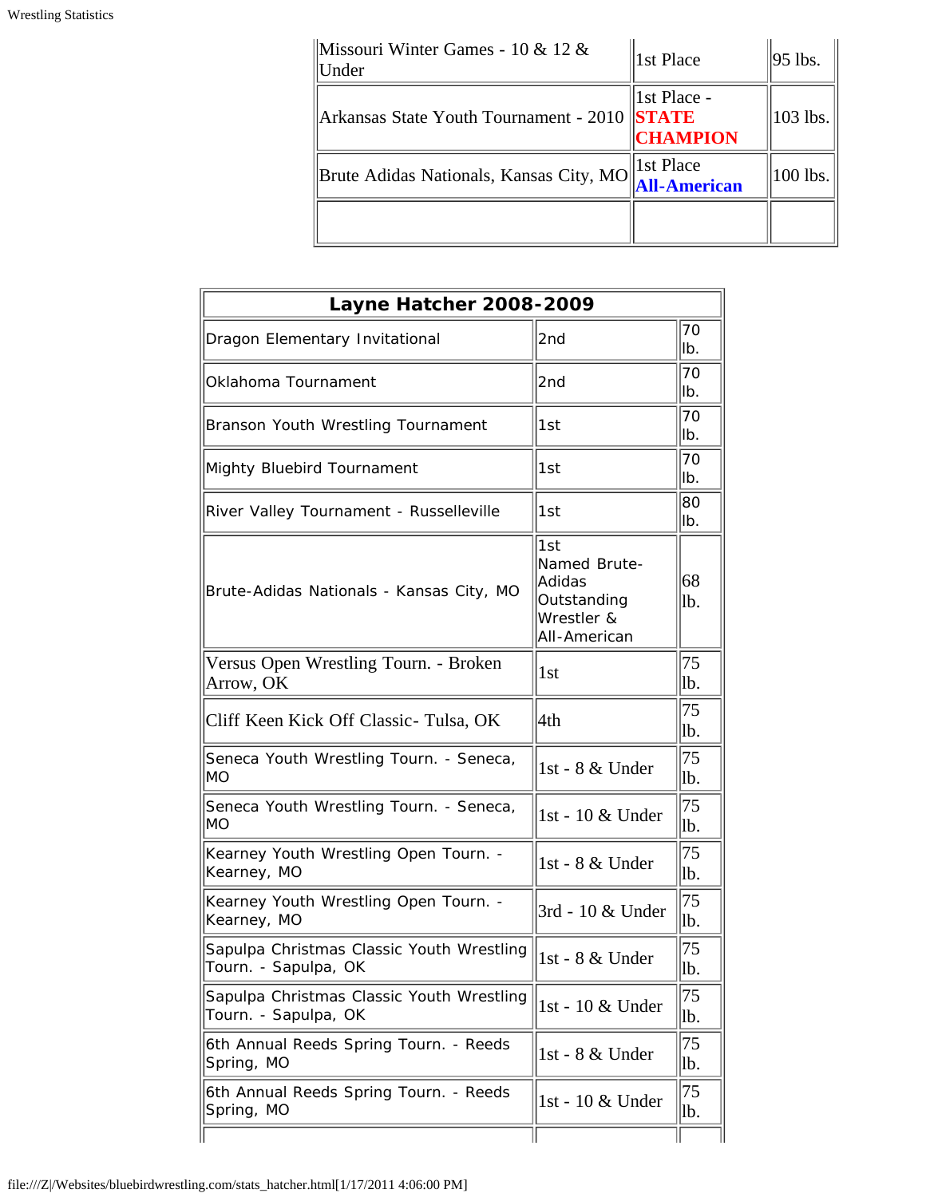| | | |
|---|---|---|
| Missouri Winter Games - 10 & 12 & Under | 1st Place | 95 lbs. |
| Arkansas State Youth Tournament - 2010 | 1st Place - **STATE CHAMPION** | 103 lbs. |
| Brute Adidas Nationals, Kansas City, MO | 1st Place **All-American** | 100 lbs. |
| | | |

| **Layne Hatcher 2008-2009** | | |
|---|---|---|
| Dragon Elementary Invitational | 2nd | 70 lb. |
| Oklahoma Tournament | 2nd | 70 lb. |
| Branson Youth Wrestling Tournament | 1st | 70 lb. |
| Mighty Bluebird Tournament | 1st | 70 lb. |
| River Valley Tournament - Russelleville | 1st | 80 lb. |
| Brute-Adidas Nationals - Kansas City, MO | 1st Named Brute-Adidas Outstanding Wrestler & All-American | 68 lb. |
| Versus Open Wrestling Tourn. - Broken Arrow, OK | 1st | 75 lb. |
| Cliff Keen Kick Off Classic- Tulsa, OK | 4th | 75 lb. |
| Seneca Youth Wrestling Tourn. - Seneca, MO | 1st - 8 & Under | 75 lb. |
| Seneca Youth Wrestling Tourn. - Seneca, MO | 1st - 10 & Under | 75 lb. |
| Kearney Youth Wrestling Open Tourn. - Kearney, MO | 1st - 8 & Under | 75 lb. |
| Kearney Youth Wrestling Open Tourn. - Kearney, MO | 3rd - 10 & Under | 75 lb. |
| Sapulpa Christmas Classic Youth Wrestling Tourn. - Sapulpa, OK | 1st - 8 & Under | 75 lb. |
| Sapulpa Christmas Classic Youth Wrestling Tourn. - Sapulpa, OK | 1st - 10 & Under | 75 lb. |
| 6th Annual Reeds Spring Tourn. - Reeds Spring, MO | 1st - 8 & Under | 75 lb. |
| 6th Annual Reeds Spring Tourn. - Reeds Spring, MO | 1st - 10 & Under | 75 lb. |
| | | |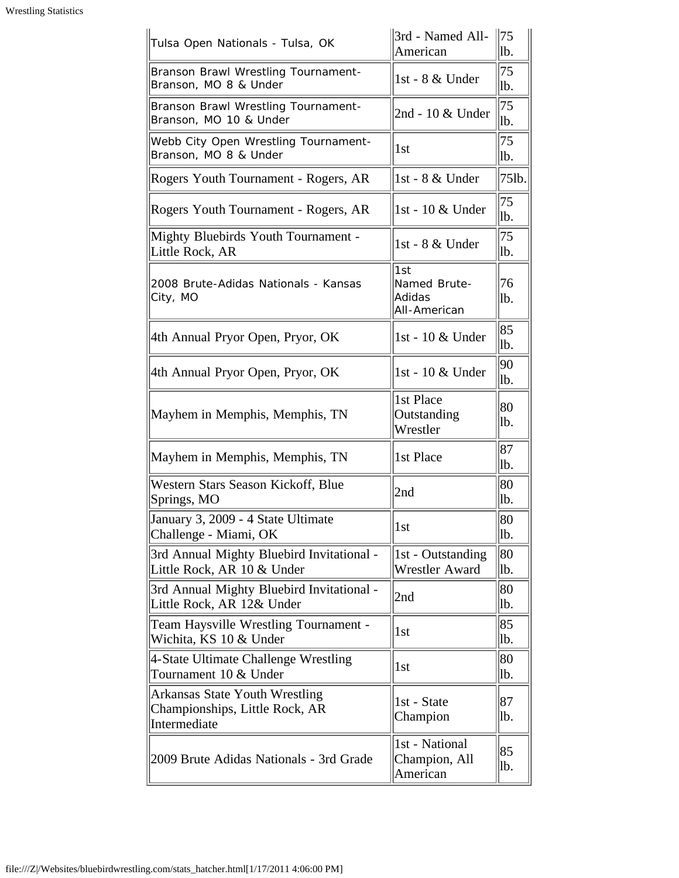| | | |
|---|---|---|
| Tulsa Open Nationals - Tulsa, OK | 3rd - Named All-American | 75 lb. |
| Branson Brawl Wrestling Tournament- Branson, MO 8 & Under | 1st - 8 & Under | 75 lb. |
| Branson Brawl Wrestling Tournament- Branson, MO 10 & Under | 2nd - 10 & Under | 75 lb. |
| Webb City Open Wrestling Tournament- Branson, MO 8 & Under | 1st | 75 lb. |
| Rogers Youth Tournament - Rogers, AR | 1st - 8 & Under | 75lb. |
| Rogers Youth Tournament - Rogers, AR | 1st - 10 & Under | 75 lb. |
| Mighty Bluebirds Youth Tournament - Little Rock, AR | 1st - 8 & Under | 75 lb. |
| 2008 Brute-Adidas Nationals - Kansas City, MO | 1st Named Brute-Adidas All-American | 76 lb. |
| 4th Annual Pryor Open, Pryor, OK | 1st - 10 & Under | 85 lb. |
| 4th Annual Pryor Open, Pryor, OK | 1st - 10 & Under | 90 lb. |
| Mayhem in Memphis, Memphis, TN | 1st Place Outstanding Wrestler | 80 lb. |
| Mayhem in Memphis, Memphis, TN | 1st Place | 87 lb. |
| Western Stars Season Kickoff, Blue Springs, MO | 2nd | 80 lb. |
| January 3, 2009 - 4 State Ultimate Challenge - Miami, OK | 1st | 80 lb. |
| 3rd Annual Mighty Bluebird Invitational - Little Rock, AR 10 & Under | 1st - Outstanding Wrestler Award | 80 lb. |
| 3rd Annual Mighty Bluebird Invitational - Little Rock, AR 12& Under | 2nd | 80 lb. |
| Team Haysville Wrestling Tournament - Wichita, KS 10 & Under | 1st | 85 lb. |
| 4-State Ultimate Challenge Wrestling Tournament 10 & Under | 1st | 80 lb. |
| Arkansas State Youth Wrestling Championships, Little Rock, AR Intermediate | 1st - State Champion | 87 lb. |
| 2009 Brute Adidas Nationals - 3rd Grade | 1st - National Champion, All American | 85 lb. |